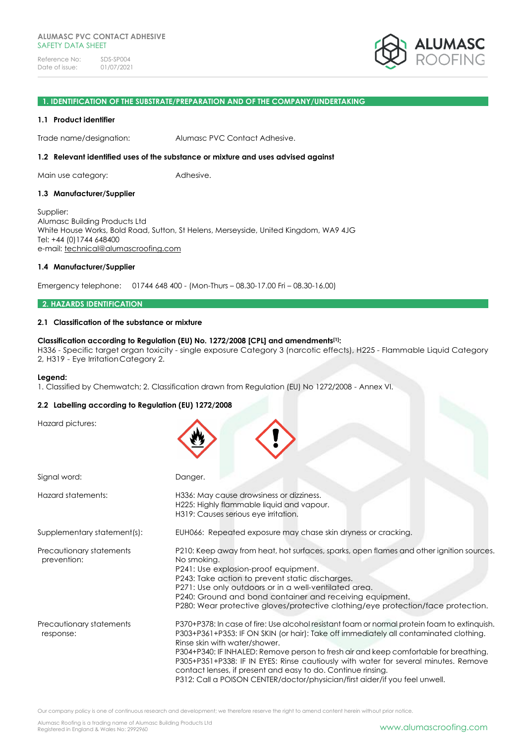ALUMASC PVC CONTACT ADHESIVE
SAFETY DATA SHEET

Reference No: SDS-SP004
Date of issue: 01/07/2021

ALUMASC ROOFING

## 1. IDENTIFICATION OF THE SUBSTRATE/PREPARATION AND OF THE COMPANY/UNDERTAKING

### 1.1 Product identifier

Trade name/designation: Alumasc PVC Contact Adhesive.

### 1.2 Relevant identified uses of the substance or mixture and uses advised against

Main use category: Adhesive.

### 1.3 Manufacturer/Supplier

Supplier:
Alumasc Building Products Ltd
White House Works, Bold Road, Sutton, St Helens, Merseyside, United Kingdom, WA9 4JG
Tel: +44 (0)1744 648400
e-mail: technical@alumascroofing.com

### 1.4 Manufacturer/Supplier

Emergency telephone: 01744 648 400 - (Mon-Thurs – 08.30-17.00 Fri – 08.30-16.00)

## 2. HAZARDS IDENTIFICATION

### 2.1 Classification of the substance or mixture

**Classification according to Regulation (EU) No. 1272/2008 [CPL] and amendments[1]:**
H336 - Specific target organ toxicity - single exposure Category 3 (narcotic effects), H225 - Flammable Liquid Category 2, H319 - Eye Irritation Category 2.

**Legend:**
1. Classified by Chemwatch; 2. Classification drawn from Regulation (EU) No 1272/2008 - Annex VI.

### 2.2 Labelling according to Regulation (EU) 1272/2008

Hazard pictures:

Signal word: Danger.

Hazard statements:
H336: May cause drowsiness or dizziness.
H225: Highly flammable liquid and vapour.
H319: Causes serious eye irritation.

Supplementary statement(s):
EUH066: Repeated exposure may chase skin dryness or cracking.

Precautionary statements prevention:
P210: Keep away from heat, hot surfaces, sparks, open flames and other ignition sources. No smoking.
P241: Use explosion-proof equipment.
P243: Take action to prevent static discharges.
P271: Use only outdoors or in a well-ventilated area.
P240: Ground and bond container and receiving equipment.
P280: Wear protective gloves/protective clothing/eye protection/face protection.

Precautionary statements response:
P370+P378: In case of fire: Use alcohol resistant foam or normal protein foam to extinguish.
P303+P361+P353: IF ON SKIN (or hair): Take off immediately all contaminated clothing. Rinse skin with water/shower.
P304+P340: IF INHALED: Remove person to fresh air and keep comfortable for breathing.
P305+P351+P338: IF IN EYES: Rinse cautiously with water for several minutes. Remove contact lenses, if present and easy to do. Continue rinsing.
P312: Call a POISON CENTER/doctor/physician/first aider/if you feel unwell.

Our company policy is one of continuous research and development; we therefore reserve the right to amend content herein without prior notice.

Alumasc Roofing is a trading name of Alumasc Building Products Ltd
Registered in England & Wales No: 2992960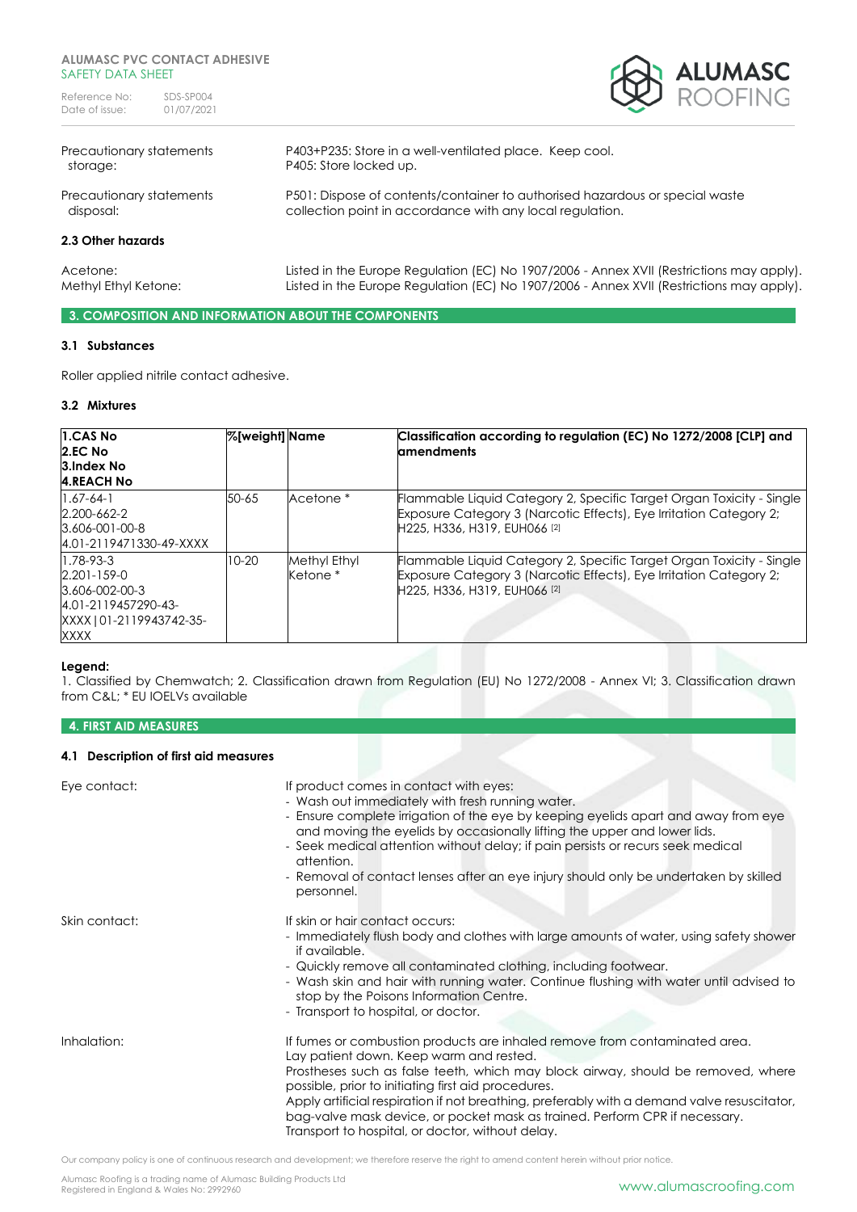| | |
|---|---|
| Precautionary statements storage: | P403+P235: Store in a well-ventilated place. Keep cool.<br>P405: Store locked up. |
| Precautionary statements disposal: | P501: Dispose of contents/container to authorised hazardous or special waste collection point in accordance with any local regulation. |

### 2.3 Other hazards

| | |
|---|---|
| Acetone: | Listed in the Europe Regulation (EC) No 1907/2006 - Annex XVII (Restrictions may apply). |
| Methyl Ethyl Ketone: | Listed in the Europe Regulation (EC) No 1907/2006 - Annex XVII (Restrictions may apply). |

## 3. COMPOSITION AND INFORMATION ABOUT THE COMPONENTS

### 3.1 Substances

Roller applied nitrile contact adhesive.

### 3.2 Mixtures

| 1.CAS No<br>2.EC No<br>3.Index No<br>4.REACH No | %[weight] | Name | Classification according to regulation (EC) No 1272/2008 [CLP] and amendments |
|---|---|---|---|
| 1.67-64-1<br>2.200-662-2<br>3.606-001-00-8<br>4.01-2119471330-49-XXXX | 50-65 | Acetone * | Flammable Liquid Category 2, Specific Target Organ Toxicity - Single Exposure Category 3 (Narcotic Effects), Eye Irritation Category 2; H225, H336, H319, EUH066 [2] |
| 1.78-93-3<br>2.201-159-0<br>3.606-002-00-3<br>4.01-2119457290-43-XXXX \| 01-2119943742-35-XXXX | 10-20 | Methyl Ethyl Ketone * | Flammable Liquid Category 2, Specific Target Organ Toxicity - Single Exposure Category 3 (Narcotic Effects), Eye Irritation Category 2; H225, H336, H319, EUH066 [2] |

**Legend:**
1. Classified by Chemwatch; 2. Classification drawn from Regulation (EU) No 1272/2008 - Annex VI; 3. Classification drawn from C&L; * EU IOELVs available

## 4. FIRST AID MEASURES

### 4.1 Description of first aid measures

**Eye contact:**

If product comes in contact with eyes:
- Wash out immediately with fresh running water.
- Ensure complete irrigation of the eye by keeping eyelids apart and away from eye and moving the eyelids by occasionally lifting the upper and lower lids.
- Seek medical attention without delay; if pain persists or recurs seek medical attention.
- Removal of contact lenses after an eye injury should only be undertaken by skilled personnel.

**Skin contact:**

If skin or hair contact occurs:
- Immediately flush body and clothes with large amounts of water, using safety shower if available.
- Quickly remove all contaminated clothing, including footwear.
- Wash skin and hair with running water. Continue flushing with water until advised to stop by the Poisons Information Centre.
- Transport to hospital, or doctor.

**Inhalation:**

If fumes or combustion products are inhaled remove from contaminated area.
Lay patient down. Keep warm and rested.
Prostheses such as false teeth, which may block airway, should be removed, where possible, prior to initiating first aid procedures.
Apply artificial respiration if not breathing, preferably with a demand valve resuscitator, bag-valve mask device, or pocket mask as trained. Perform CPR if necessary.
Transport to hospital, or doctor, without delay.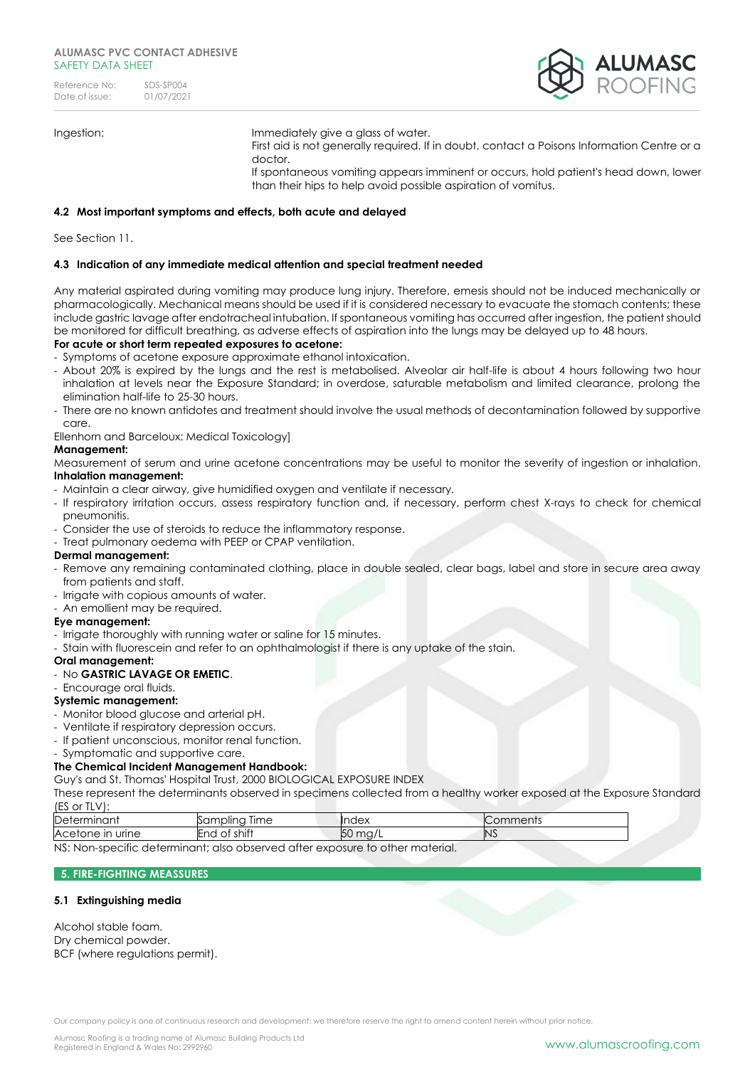Ingestion: Immediately give a glass of water.
First aid is not generally required. If in doubt, contact a Poisons Information Centre or a doctor.
If spontaneous vomiting appears imminent or occurs, hold patient's head down, lower than their hips to help avoid possible aspiration of vomitus.

### 4.2 Most important symptoms and effects, both acute and delayed

See Section 11.

### 4.3 Indication of any immediate medical attention and special treatment needed

Any material aspirated during vomiting may produce lung injury. Therefore, emesis should not be induced mechanically or pharmacologically. Mechanical means should be used if it is considered necessary to evacuate the stomach contents; these include gastric lavage after endotracheal intubation. If spontaneous vomiting has occurred after ingestion, the patient should be monitored for difficult breathing, as adverse effects of aspiration into the lungs may be delayed up to 48 hours.

**For acute or short term repeated exposures to acetone:**

- Symptoms of acetone exposure approximate ethanol intoxication.
- About 20% is expired by the lungs and the rest is metabolised. Alveolar air half-life is about 4 hours following two hour inhalation at levels near the Exposure Standard; in overdose, saturable metabolism and limited clearance, prolong the elimination half-life to 25-30 hours.
- There are no known antidotes and treatment should involve the usual methods of decontamination followed by supportive care.

Ellenhorn and Barceloux: Medical Toxicology]

**Management:**

Measurement of serum and urine acetone concentrations may be useful to monitor the severity of ingestion or inhalation.

**Inhalation management:**

- Maintain a clear airway, give humidified oxygen and ventilate if necessary.
- If respiratory irritation occurs, assess respiratory function and, if necessary, perform chest X-rays to check for chemical pneumonitis.
- Consider the use of steroids to reduce the inflammatory response.
- Treat pulmonary oedema with PEEP or CPAP ventilation.

**Dermal management:**

- Remove any remaining contaminated clothing, place in double sealed, clear bags, label and store in secure area away from patients and staff.
- Irrigate with copious amounts of water.
- An emollient may be required.

**Eye management:**

- Irrigate thoroughly with running water or saline for 15 minutes.
- Stain with fluorescein and refer to an ophthalmologist if there is any uptake of the stain.

**Oral management:**

- No **GASTRIC LAVAGE OR EMETIC**.
- Encourage oral fluids.

**Systemic management:**

- Monitor blood glucose and arterial pH.
- Ventilate if respiratory depression occurs.
- If patient unconscious, monitor renal function.
- Symptomatic and supportive care.

**The Chemical Incident Management Handbook:**

Guy's and St. Thomas' Hospital Trust, 2000 BIOLOGICAL EXPOSURE INDEX

These represent the determinants observed in specimens collected from a healthy worker exposed at the Exposure Standard (ES or TLV):

| Determinant | Sampling Time | Index | Comments |
|---|---|---|---|
| Acetone in urine | End of shift | 50 mg/L | NS |

NS: Non-specific determinant; also observed after exposure to other material.

## 5. FIRE-FIGHTING MEASSURES

### 5.1 Extinguishing media

Alcohol stable foam.
Dry chemical powder.
BCF (where regulations permit).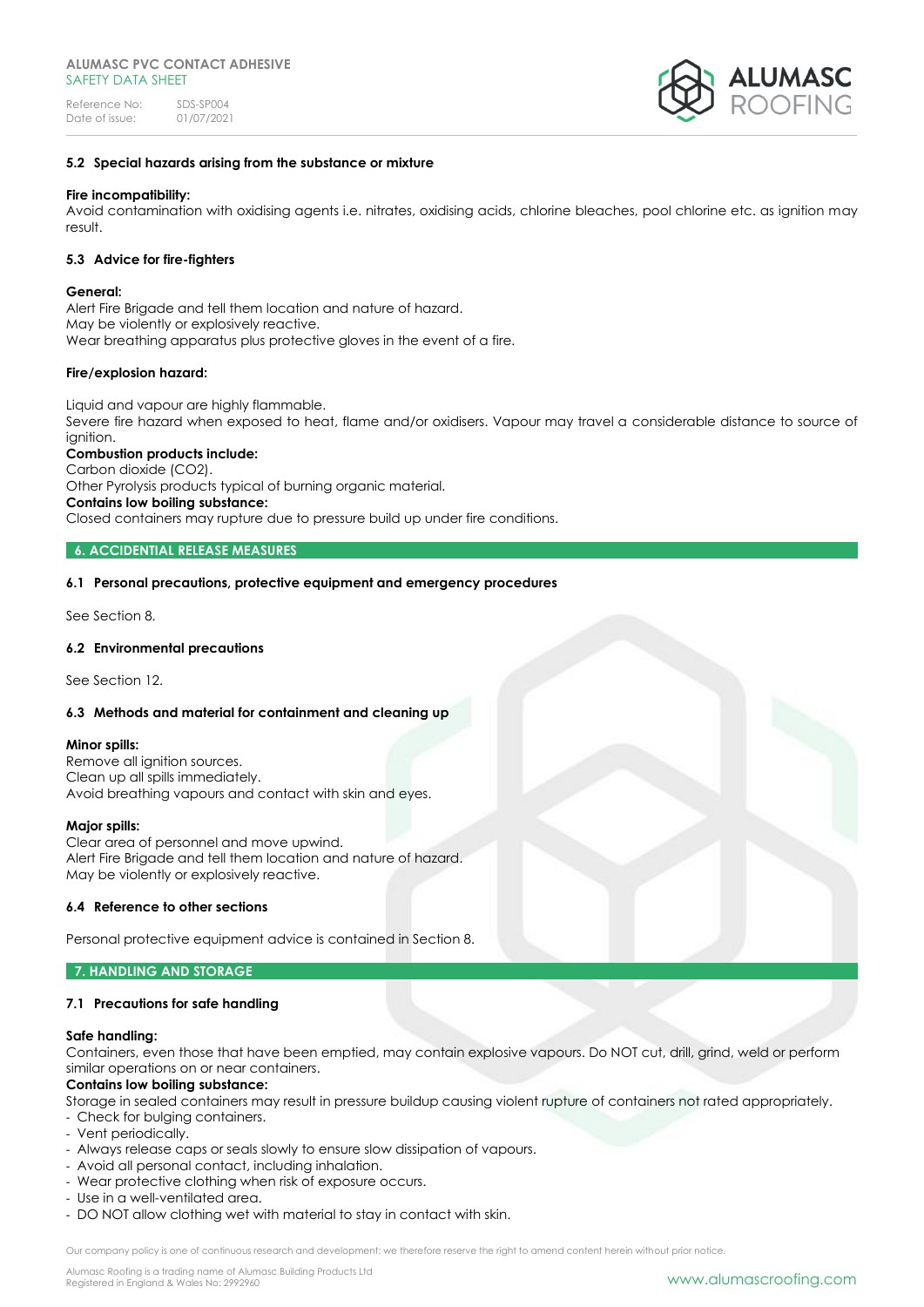### 5.2 Special hazards arising from the substance or mixture

**Fire incompatibility:**
Avoid contamination with oxidising agents i.e. nitrates, oxidising acids, chlorine bleaches, pool chlorine etc. as ignition may result.

### 5.3 Advice for fire-fighters

**General:**
Alert Fire Brigade and tell them location and nature of hazard.
May be violently or explosively reactive.
Wear breathing apparatus plus protective gloves in the event of a fire.

**Fire/explosion hazard:**

Liquid and vapour are highly flammable.
Severe fire hazard when exposed to heat, flame and/or oxidisers. Vapour may travel a considerable distance to source of ignition.
**Combustion products include:**
Carbon dioxide ($CO_2$).
Other Pyrolysis products typical of burning organic material.
**Contains low boiling substance:**
Closed containers may rupture due to pressure build up under fire conditions.

## 6. ACCIDENTAL RELEASE MEASURES

### 6.1 Personal precautions, protective equipment and emergency procedures

See Section 8.

### 6.2 Environmental precautions

See Section 12.

### 6.3 Methods and material for containment and cleaning up

**Minor spills:**
Remove all ignition sources.
Clean up all spills immediately.
Avoid breathing vapours and contact with skin and eyes.

**Major spills:**
Clear area of personnel and move upwind.
Alert Fire Brigade and tell them location and nature of hazard.
May be violently or explosively reactive.

### 6.4 Reference to other sections

Personal protective equipment advice is contained in Section 8.

## 7. HANDLING AND STORAGE

### 7.1 Precautions for safe handling

**Safe handling:**
Containers, even those that have been emptied, may contain explosive vapours. Do NOT cut, drill, grind, weld or perform similar operations on or near containers.
**Contains low boiling substance:**
Storage in sealed containers may result in pressure buildup causing violent rupture of containers not rated appropriately.

- Check for bulging containers.
- Vent periodically.
- Always release caps or seals slowly to ensure slow dissipation of vapours.
- Avoid all personal contact, including inhalation.
- Wear protective clothing when risk of exposure occurs.
- Use in a well-ventilated area.
- DO NOT allow clothing wet with material to stay in contact with skin.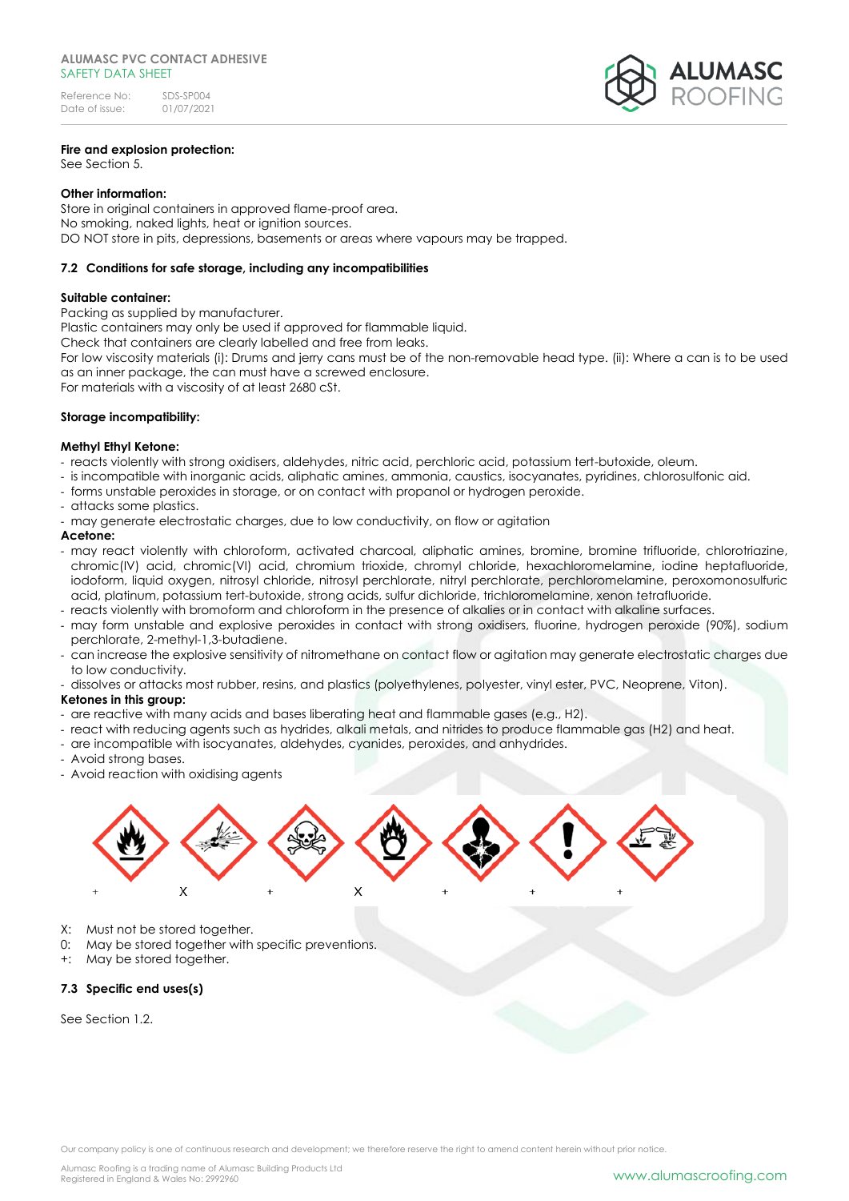**Fire and explosion protection:**
See Section 5.

**Other information:**
Store in original containers in approved flame-proof area.
No smoking, naked lights, heat or ignition sources.
DO NOT store in pits, depressions, basements or areas where vapours may be trapped.

### 7.2 Conditions for safe storage, including any incompatibilities

**Suitable container:**
Packing as supplied by manufacturer.
Plastic containers may only be used if approved for flammable liquid.
Check that containers are clearly labelled and free from leaks.
For low viscosity materials (i): Drums and jerry cans must be of the non-removable head type. (ii): Where a can is to be used as an inner package, the can must have a screwed enclosure.
For materials with a viscosity of at least 2680 cSt.

**Storage incompatibility:**

**Methyl Ethyl Ketone:**
- reacts violently with strong oxidisers, aldehydes, nitric acid, perchloric acid, potassium tert-butoxide, oleum.
- is incompatible with inorganic acids, aliphatic amines, ammonia, caustics, isocyanates, pyridines, chlorosulfonic aid.
- forms unstable peroxides in storage, or on contact with propanol or hydrogen peroxide.
- attacks some plastics.
- may generate electrostatic charges, due to low conductivity, on flow or agitation

**Acetone:**
- may react violently with chloroform, activated charcoal, aliphatic amines, bromine, bromine trifluoride, chlorotriazine, chromic(IV) acid, chromic(VI) acid, chromium trioxide, chromyl chloride, hexachloromelamine, iodine heptafluoride, iodoform, liquid oxygen, nitrosyl chloride, nitrosyl perchlorate, nitryl perchlorate, perchloromelamine, peroxomonosulfuric acid, platinum, potassium tert-butoxide, strong acids, sulfur dichloride, trichloromelamine, xenon tetrafluoride.
- reacts violently with bromoform and chloroform in the presence of alkalies or in contact with alkaline surfaces.
- may form unstable and explosive peroxides in contact with strong oxidisers, fluorine, hydrogen peroxide (90%), sodium perchlorate, 2-methyl-1,3-butadiene.
- can increase the explosive sensitivity of nitromethane on contact flow or agitation may generate electrostatic charges due to low conductivity.
- dissolves or attacks most rubber, resins, and plastics (polyethylenes, polyester, vinyl ester, PVC, Neoprene, Viton).

**Ketones in this group:**
- are reactive with many acids and bases liberating heat and flammable gases (e.g., H2).
- react with reducing agents such as hydrides, alkali metals, and nitrides to produce flammable gas (H2) and heat.
- are incompatible with isocyanates, aldehydes, cyanides, peroxides, and anhydrides.
- Avoid strong bases.
- Avoid reaction with oxidising agents

| Flammable | Explosive | Toxic | Oxidising | Health hazard | Harmful/Irritant | Corrosive |
|---|---|---|---|---|---|---|
| + | X | + | X | + | + | + |

X: Must not be stored together.
0: May be stored together with specific preventions.
+: May be stored together.

### 7.3 Specific end uses(s)

See Section 1.2.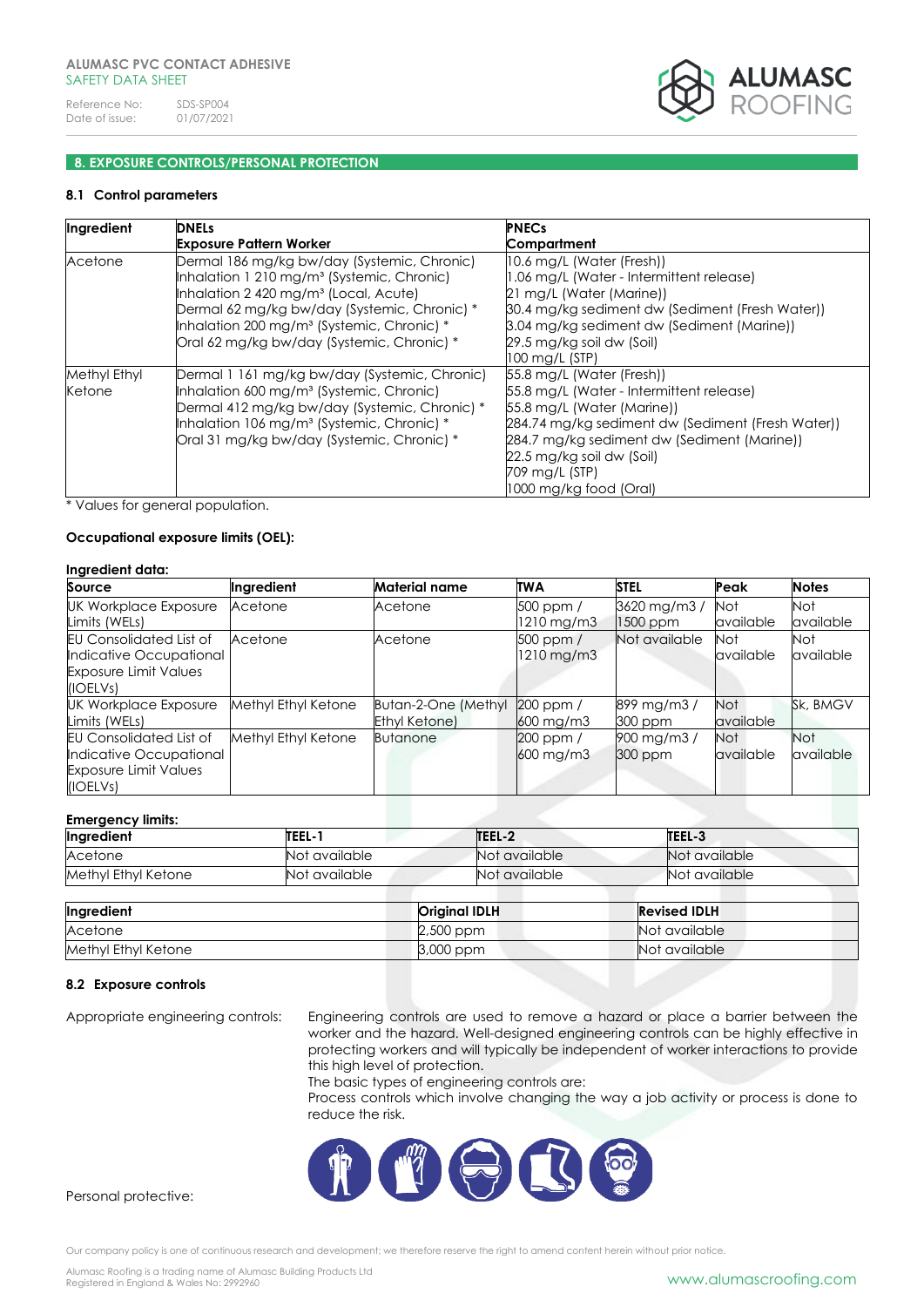## 8. EXPOSURE CONTROLS/PERSONAL PROTECTION

### 8.1 Control parameters

| Ingredient | DNELs<br>Exposure Pattern Worker | PNECs<br>Compartment |
|---|---|---|
| Acetone | Dermal 186 mg/kg bw/day (Systemic, Chronic)<br>Inhalation 1 210 mg/m³ (Systemic, Chronic)<br>Inhalation 2 420 mg/m³ (Local, Acute)<br>Dermal 62 mg/kg bw/day (Systemic, Chronic) *<br>Inhalation 200 mg/m³ (Systemic, Chronic) *<br>Oral 62 mg/kg bw/day (Systemic, Chronic) * | 10.6 mg/L (Water (Fresh))<br>1.06 mg/L (Water - Intermittent release)<br>21 mg/L (Water (Marine))<br>30.4 mg/kg sediment dw (Sediment (Fresh Water))<br>3.04 mg/kg sediment dw (Sediment (Marine))<br>29.5 mg/kg soil dw (Soil)<br>100 mg/L (STP) |
| Methyl Ethyl Ketone | Dermal 1 161 mg/kg bw/day (Systemic, Chronic)<br>Inhalation 600 mg/m³ (Systemic, Chronic)<br>Dermal 412 mg/kg bw/day (Systemic, Chronic) *<br>Inhalation 106 mg/m³ (Systemic, Chronic) *<br>Oral 31 mg/kg bw/day (Systemic, Chronic) * | 55.8 mg/L (Water (Fresh))<br>55.8 mg/L (Water - Intermittent release)<br>55.8 mg/L (Water (Marine))<br>284.74 mg/kg sediment dw (Sediment (Fresh Water))<br>284.7 mg/kg sediment dw (Sediment (Marine))<br>22.5 mg/kg soil dw (Soil)<br>709 mg/L (STP)<br>1000 mg/kg food (Oral) |

* Values for general population.

**Occupational exposure limits (OEL):**

**Ingredient data:**

| Source | Ingredient | Material name | TWA | STEL | Peak | Notes |
|---|---|---|---|---|---|---|
| UK Workplace Exposure Limits (WELs) | Acetone | Acetone | 500 ppm / 1210 mg/m3 | 3620 mg/m3 / 1500 ppm | Not available | Not available |
| EU Consolidated List of Indicative Occupational Exposure Limit Values (IOELVs) | Acetone | Acetone | 500 ppm / 1210 mg/m3 | Not available | Not available | Not available |
| UK Workplace Exposure Limits (WELs) | Methyl Ethyl Ketone | Butan-2-One (Methyl Ethyl Ketone) | 200 ppm / 600 mg/m3 | 899 mg/m3 / 300 ppm | Not available | Sk, BMGV |
| EU Consolidated List of Indicative Occupational Exposure Limit Values (IOELVs) | Methyl Ethyl Ketone | Butanone | 200 ppm / 600 mg/m3 | 900 mg/m3 / 300 ppm | Not available | Not available |

**Emergency limits:**

| Ingredient | TEEL-1 | TEEL-2 | TEEL-3 |
|---|---|---|---|
| Acetone | Not available | Not available | Not available |
| Methyl Ethyl Ketone | Not available | Not available | Not available |

| Ingredient | Original IDLH | Revised IDLH |
|---|---|---|
| Acetone | 2,500 ppm | Not available |
| Methyl Ethyl Ketone | 3,000 ppm | Not available |

### 8.2 Exposure controls

Appropriate engineering controls: Engineering controls are used to remove a hazard or place a barrier between the worker and the hazard. Well-designed engineering controls can be highly effective in protecting workers and will typically be independent of worker interactions to provide this high level of protection.
The basic types of engineering controls are:
Process controls which involve changing the way a job activity or process is done to reduce the risk.

Personal protective: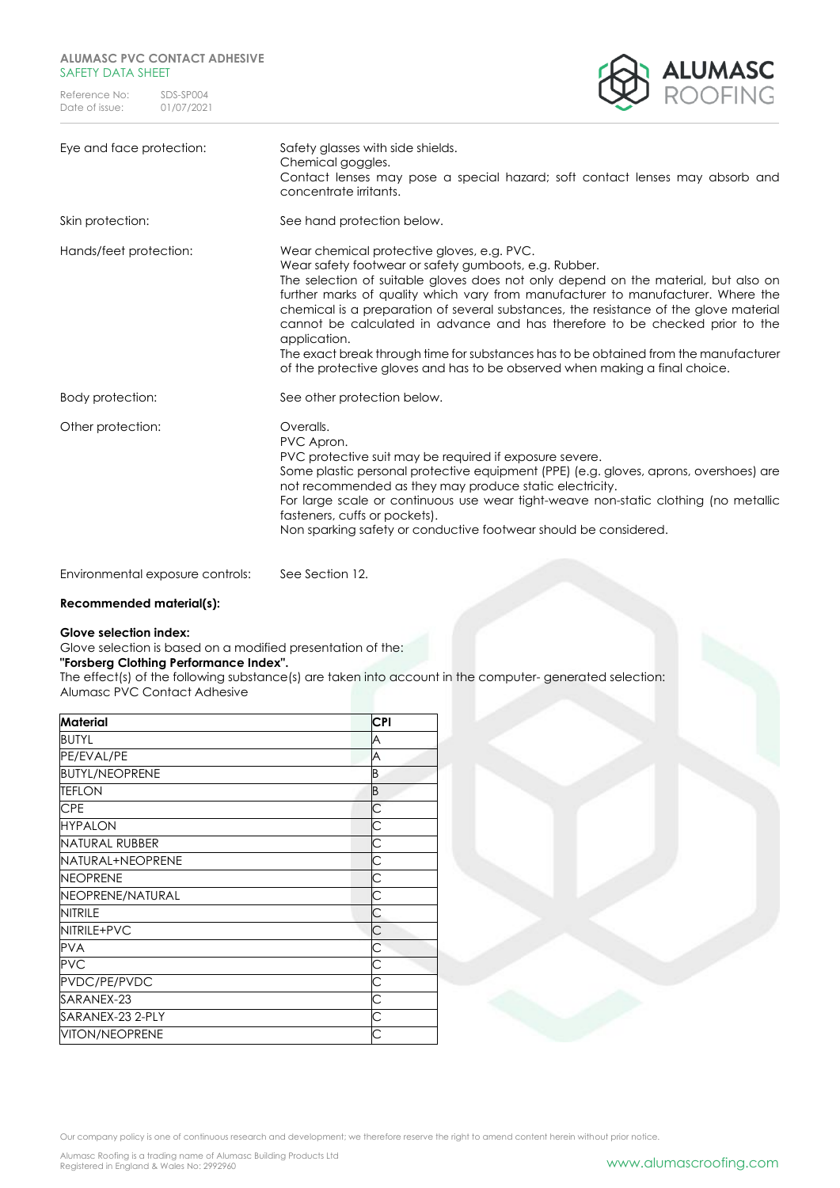| | |
|---|---|
| Eye and face protection: | Safety glasses with side shields.<br>Chemical goggles.<br>Contact lenses may pose a special hazard; soft contact lenses may absorb and concentrate irritants. |
| Skin protection: | See hand protection below. |
| Hands/feet protection: | Wear chemical protective gloves, e.g. PVC.<br>Wear safety footwear or safety gumboots, e.g. Rubber.<br>The selection of suitable gloves does not only depend on the material, but also on further marks of quality which vary from manufacturer to manufacturer. Where the chemical is a preparation of several substances, the resistance of the glove material cannot be calculated in advance and has therefore to be checked prior to the application.<br>The exact break through time for substances has to be obtained from the manufacturer of the protective gloves and has to be observed when making a final choice. |
| Body protection: | See other protection below. |
| Other protection: | Overalls.<br>PVC Apron.<br>PVC protective suit may be required if exposure severe.<br>Some plastic personal protective equipment (PPE) (e.g. gloves, aprons, overshoes) are not recommended as they may produce static electricity.<br>For large scale or continuous use wear tight-weave non-static clothing (no metallic fasteners, cuffs or pockets).<br>Non sparking safety or conductive footwear should be considered. |
| Environmental exposure controls: | See Section 12. |

**Recommended material(s):**

**Glove selection index:**
Glove selection is based on a modified presentation of the:
**"Forsberg Clothing Performance Index".**
The effect(s) of the following substance(s) are taken into account in the computer- generated selection:
Alumasc PVC Contact Adhesive

| Material | CPI |
|---|---|
| BUTYL | A |
| PE/EVAL/PE | A |
| BUTYL/NEOPRENE | B |
| TEFLON | B |
| CPE | C |
| HYPALON | C |
| NATURAL RUBBER | C |
| NATURAL+NEOPRENE | C |
| NEOPRENE | C |
| NEOPRENE/NATURAL | C |
| NITRILE | C |
| NITRILE+PVC | C |
| PVA | C |
| PVC | C |
| PVDC/PE/PVDC | C |
| SARANEX-23 | C |
| SARANEX-23 2-PLY | C |
| VITON/NEOPRENE | C |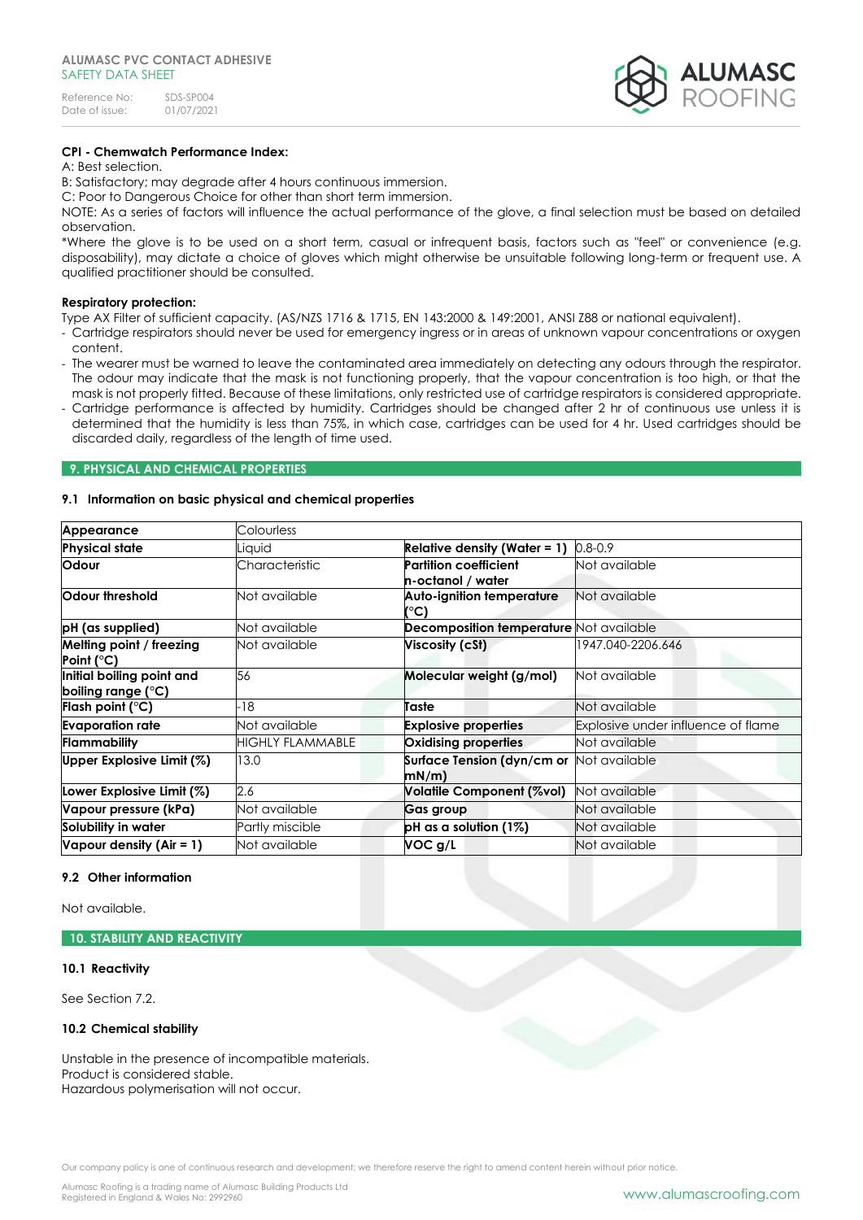**CPI - Chemwatch Performance Index:**

A: Best selection.

B: Satisfactory; may degrade after 4 hours continuous immersion.

C: Poor to Dangerous Choice for other than short term immersion.

NOTE: As a series of factors will influence the actual performance of the glove, a final selection must be based on detailed observation.

*Where the glove is to be used on a short term, casual or infrequent basis, factors such as "feel" or convenience (e.g. disposability), may dictate a choice of gloves which might otherwise be unsuitable following long-term or frequent use. A qualified practitioner should be consulted.

**Respiratory protection:**

Type AX Filter of sufficient capacity. (AS/NZS 1716 & 1715, EN 143:2000 & 149:2001, ANSI Z88 or national equivalent).

- Cartridge respirators should never be used for emergency ingress or in areas of unknown vapour concentrations or oxygen content.
- The wearer must be warned to leave the contaminated area immediately on detecting any odours through the respirator. The odour may indicate that the mask is not functioning properly, that the vapour concentration is too high, or that the mask is not properly fitted. Because of these limitations, only restricted use of cartridge respirators is considered appropriate.
- Cartridge performance is affected by humidity. Cartridges should be changed after 2 hr of continuous use unless it is determined that the humidity is less than 75%, in which case, cartridges can be used for 4 hr. Used cartridges should be discarded daily, regardless of the length of time used.

## 9. PHYSICAL AND CHEMICAL PROPERTIES

### 9.1 Information on basic physical and chemical properties

| Appearance | Colourless | | |
|---|---|---|---|
| **Physical state** | Liquid | **Relative density (Water = 1)** | 0.8-0.9 |
| **Odour** | Characteristic | **Partition coefficient n-octanol / water** | Not available |
| **Odour threshold** | Not available | **Auto-ignition temperature (°C)** | Not available |
| **pH (as supplied)** | Not available | **Decomposition temperature** | Not available |
| **Melting point / freezing Point (°C)** | Not available | **Viscosity (cSt)** | 1947.040-2206.646 |
| **Initial boiling point and boiling range (°C)** | 56 | **Molecular weight (g/mol)** | Not available |
| **Flash point (°C)** | -18 | **Taste** | Not available |
| **Evaporation rate** | Not available | **Explosive properties** | Explosive under influence of flame |
| **Flammability** | HIGHLY FLAMMABLE | **Oxidising properties** | Not available |
| **Upper Explosive Limit (%)** | 13.0 | **Surface Tension (dyn/cm or mN/m)** | Not available |
| **Lower Explosive Limit (%)** | 2.6 | **Volatile Component (%vol)** | Not available |
| **Vapour pressure (kPa)** | Not available | **Gas group** | Not available |
| **Solubility in water** | Partly miscible | **pH as a solution (1%)** | Not available |
| **Vapour density (Air = 1)** | Not available | **VOC g/L** | Not available |

### 9.2 Other information

Not available.

## 10. STABILITY AND REACTIVITY

### 10.1 Reactivity

See Section 7.2.

### 10.2 Chemical stability

Unstable in the presence of incompatible materials.
Product is considered stable.
Hazardous polymerisation will not occur.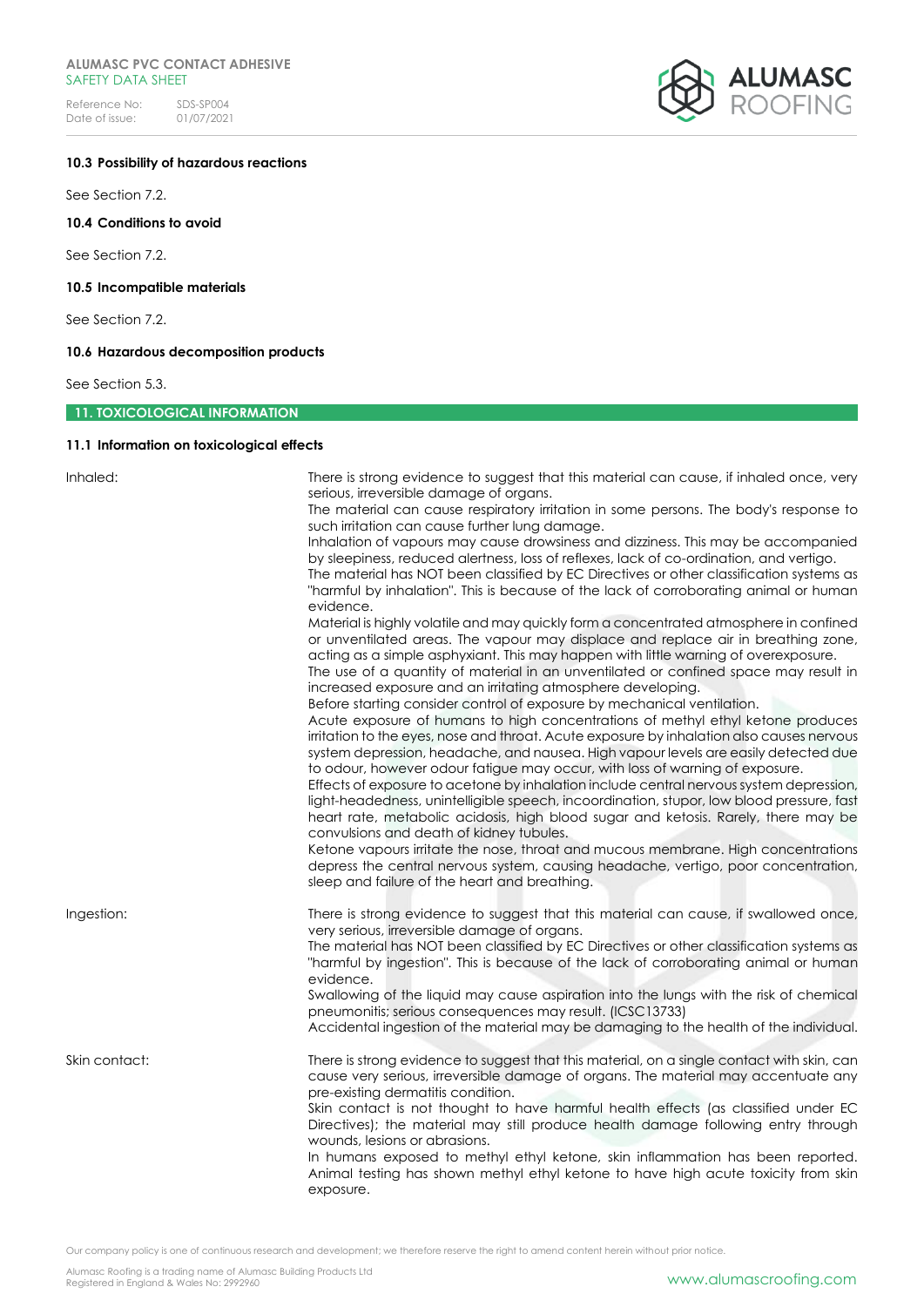### 10.3 Possibility of hazardous reactions

See Section 7.2.

### 10.4 Conditions to avoid

See Section 7.2.

### 10.5 Incompatible materials

See Section 7.2.

### 10.6 Hazardous decomposition products

See Section 5.3.

## 11. TOXICOLOGICAL INFORMATION

### 11.1 Information on toxicological effects

| | |
|---|---|
| Inhaled: | There is strong evidence to suggest that this material can cause, if inhaled once, very serious, irreversible damage of organs. The material can cause respiratory irritation in some persons. The body's response to such irritation can cause further lung damage. Inhalation of vapours may cause drowsiness and dizziness. This may be accompanied by sleepiness, reduced alertness, loss of reflexes, lack of co-ordination, and vertigo. The material has NOT been classified by EC Directives or other classification systems as "harmful by inhalation". This is because of the lack of corroborating animal or human evidence. Material is highly volatile and may quickly form a concentrated atmosphere in confined or unventilated areas. The vapour may displace and replace air in breathing zone, acting as a simple asphyxiant. This may happen with little warning of overexposure. The use of a quantity of material in an unventilated or confined space may result in increased exposure and an irritating atmosphere developing. Before starting consider control of exposure by mechanical ventilation. Acute exposure of humans to high concentrations of methyl ethyl ketone produces irritation to the eyes, nose and throat. Acute exposure by inhalation also causes nervous system depression, headache, and nausea. High vapour levels are easily detected due to odour, however odour fatigue may occur, with loss of warning of exposure. Effects of exposure to acetone by inhalation include central nervous system depression, light-headedness, unintelligible speech, incoordination, stupor, low blood pressure, fast heart rate, metabolic acidosis, high blood sugar and ketosis. Rarely, there may be convulsions and death of kidney tubules. Ketone vapours irritate the nose, throat and mucous membrane. High concentrations depress the central nervous system, causing headache, vertigo, poor concentration, sleep and failure of the heart and breathing. |
| Ingestion: | There is strong evidence to suggest that this material can cause, if swallowed once, very serious, irreversible damage of organs. The material has NOT been classified by EC Directives or other classification systems as "harmful by ingestion". This is because of the lack of corroborating animal or human evidence. Swallowing of the liquid may cause aspiration into the lungs with the risk of chemical pneumonitis; serious consequences may result. (ICSC13733) Accidental ingestion of the material may be damaging to the health of the individual. |
| Skin contact: | There is strong evidence to suggest that this material, on a single contact with skin, can cause very serious, irreversible damage of organs. The material may accentuate any pre-existing dermatitis condition. Skin contact is not thought to have harmful health effects (as classified under EC Directives); the material may still produce health damage following entry through wounds, lesions or abrasions. In humans exposed to methyl ethyl ketone, skin inflammation has been reported. Animal testing has shown methyl ethyl ketone to have high acute toxicity from skin exposure. |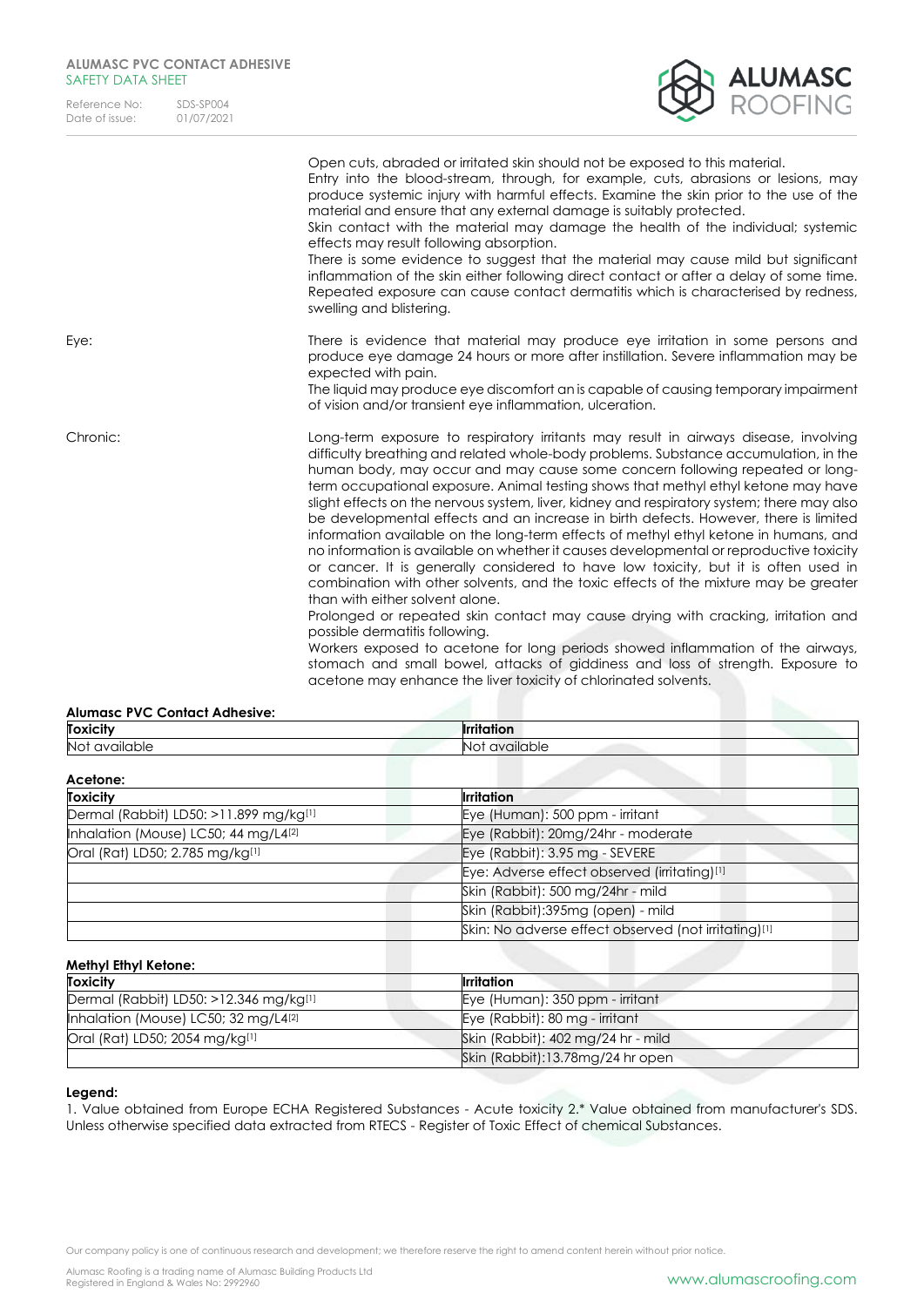| | |
|---|---|
| | Open cuts, abraded or irritated skin should not be exposed to this material.<br>Entry into the blood-stream, through, for example, cuts, abrasions or lesions, may produce systemic injury with harmful effects. Examine the skin prior to the use of the material and ensure that any external damage is suitably protected.<br>Skin contact with the material may damage the health of the individual; systemic effects may result following absorption.<br>There is some evidence to suggest that the material may cause mild but significant inflammation of the skin either following direct contact or after a delay of some time. Repeated exposure can cause contact dermatitis which is characterised by redness, swelling and blistering. |
| Eye: | There is evidence that material may produce eye irritation in some persons and produce eye damage 24 hours or more after instillation. Severe inflammation may be expected with pain.<br>The liquid may produce eye discomfort an is capable of causing temporary impairment of vision and/or transient eye inflammation, ulceration. |
| Chronic: | Long-term exposure to respiratory irritants may result in airways disease, involving difficulty breathing and related whole-body problems. Substance accumulation, in the human body, may occur and may cause some concern following repeated or long-term occupational exposure. Animal testing shows that methyl ethyl ketone may have slight effects on the nervous system, liver, kidney and respiratory system; there may also be developmental effects and an increase in birth defects. However, there is limited information available on the long-term effects of methyl ethyl ketone in humans, and no information is available on whether it causes developmental or reproductive toxicity or cancer. It is generally considered to have low toxicity, but it is often used in combination with other solvents, and the toxic effects of the mixture may be greater than with either solvent alone.<br>Prolonged or repeated skin contact may cause drying with cracking, irritation and possible dermatitis following.<br>Workers exposed to acetone for long periods showed inflammation of the airways, stomach and small bowel, attacks of giddiness and loss of strength. Exposure to acetone may enhance the liver toxicity of chlorinated solvents. |

**Alumasc PVC Contact Adhesive:**

| Toxicity | Irritation |
|---|---|
| Not available | Not available |

**Acetone:**

| Toxicity | Irritation |
|---|---|
| Dermal (Rabbit) LD50: >11.899 mg/kg[1] | Eye (Human): 500 ppm - irritant |
| Inhalation (Mouse) LC50; 44 mg/L4[2] | Eye (Rabbit): 20mg/24hr - moderate |
| Oral (Rat) LD50; 2.785 mg/kg[1] | Eye (Rabbit): 3.95 mg - SEVERE |
| | Eye: Adverse effect observed (irritating)[1] |
| | Skin (Rabbit): 500 mg/24hr - mild |
| | Skin (Rabbit):395mg (open) - mild |
| | Skin: No adverse effect observed (not irritating)[1] |

**Methyl Ethyl Ketone:**

| Toxicity | Irritation |
|---|---|
| Dermal (Rabbit) LD50: >12.346 mg/kg[1] | Eye (Human): 350 ppm - irritant |
| Inhalation (Mouse) LC50; 32 mg/L4[2] | Eye (Rabbit): 80 mg - irritant |
| Oral (Rat) LD50; 2054 mg/kg[1] | Skin (Rabbit): 402 mg/24 hr - mild |
| | Skin (Rabbit):13.78mg/24 hr open |

**Legend:**
1. Value obtained from Europe ECHA Registered Substances - Acute toxicity 2.* Value obtained from manufacturer's SDS. Unless otherwise specified data extracted from RTECS - Register of Toxic Effect of chemical Substances.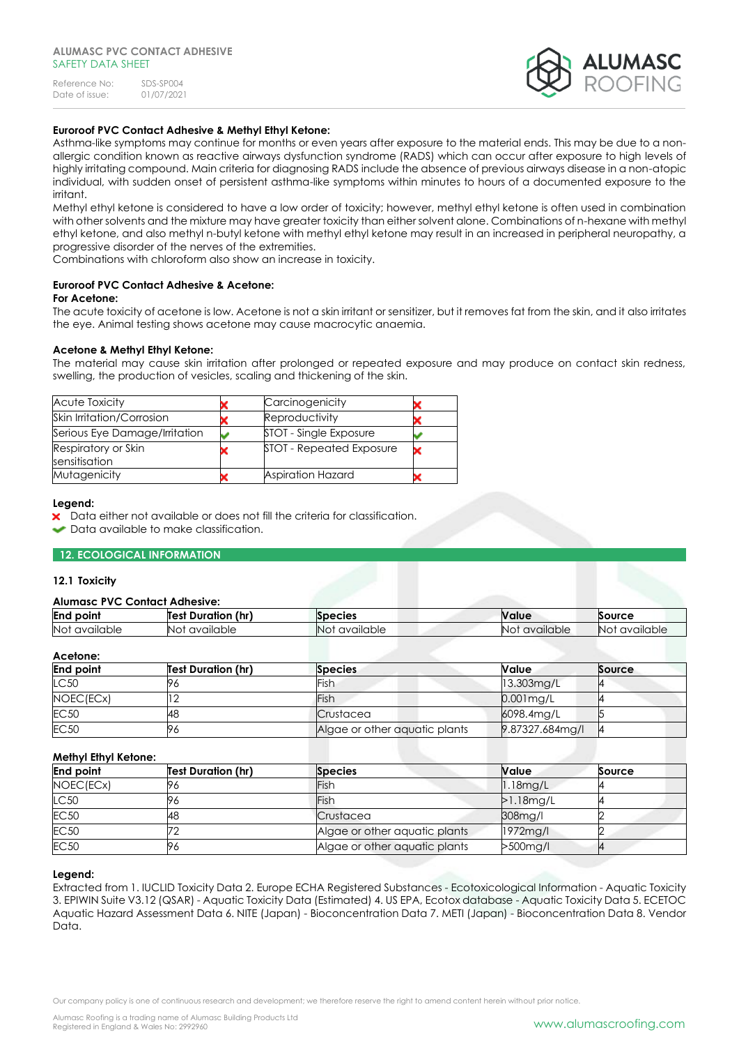**Euroroof PVC Contact Adhesive & Methyl Ethyl Ketone:**
Asthma-like symptoms may continue for months or even years after exposure to the material ends. This may be due to a non-allergic condition known as reactive airways dysfunction syndrome (RADS) which can occur after exposure to high levels of highly irritating compound. Main criteria for diagnosing RADS include the absence of previous airways disease in a non-atopic individual, with sudden onset of persistent asthma-like symptoms within minutes to hours of a documented exposure to the irritant.
Methyl ethyl ketone is considered to have a low order of toxicity; however, methyl ethyl ketone is often used in combination with other solvents and the mixture may have greater toxicity than either solvent alone. Combinations of n-hexane with methyl ethyl ketone, and also methyl n-butyl ketone with methyl ethyl ketone may result in an increased in peripheral neuropathy, a progressive disorder of the nerves of the extremities.
Combinations with chloroform also show an increase in toxicity.

**Euroroof PVC Contact Adhesive & Acetone:**
**For Acetone:**
The acute toxicity of acetone is low. Acetone is not a skin irritant or sensitizer, but it removes fat from the skin, and it also irritates the eye. Animal testing shows acetone may cause macrocytic anaemia.

**Acetone & Methyl Ethyl Ketone:**
The material may cause skin irritation after prolonged or repeated exposure and may produce on contact skin redness, swelling, the production of vesicles, scaling and thickening of the skin.

| | | | |
|---|---|---|---|
| Acute Toxicity | ✗ | Carcinogenicity | ✗ |
| Skin Irritation/Corrosion | ✗ | Reproductivity | ✗ |
| Serious Eye Damage/Irritation | ✔ | STOT - Single Exposure | ✔ |
| Respiratory or Skin sensitisation | ✗ | STOT - Repeated Exposure | ✗ |
| Mutagenicity | ✗ | Aspiration Hazard | ✗ |

**Legend:**
✗ Data either not available or does not fill the criteria for classification.
✔ Data available to make classification.

## 12. ECOLOGICAL INFORMATION

### 12.1 Toxicity

**Alumasc PVC Contact Adhesive:**

| End point | Test Duration (hr) | Species | Value | Source |
|---|---|---|---|---|
| Not available | Not available | Not available | Not available | Not available |

**Acetone:**

| End point | Test Duration (hr) | Species | Value | Source |
|---|---|---|---|---|
| LC50 | 96 | Fish | 13.303mg/L | 4 |
| NOEC(ECx) | 12 | Fish | 0.001mg/L | 4 |
| EC50 | 48 | Crustacea | 6098.4mg/L | 5 |
| EC50 | 96 | Algae or other aquatic plants | 9.87327.684mg/l | 4 |

**Methyl Ethyl Ketone:**

| End point | Test Duration (hr) | Species | Value | Source |
|---|---|---|---|---|
| NOEC(ECx) | 96 | Fish | 1.18mg/L | 4 |
| LC50 | 96 | Fish | >1.18mg/L | 4 |
| EC50 | 48 | Crustacea | 308mg/l | 2 |
| EC50 | 72 | Algae or other aquatic plants | 1972mg/l | 2 |
| EC50 | 96 | Algae or other aquatic plants | >500mg/l | 4 |

**Legend:**
Extracted from 1. IUCLID Toxicity Data 2. Europe ECHA Registered Substances - Ecotoxicological Information - Aquatic Toxicity 3. EPIWIN Suite V3.12 (QSAR) - Aquatic Toxicity Data (Estimated) 4. US EPA, Ecotox database - Aquatic Toxicity Data 5. ECETOC Aquatic Hazard Assessment Data 6. NITE (Japan) - Bioconcentration Data 7. METI (Japan) - Bioconcentration Data 8. Vendor Data.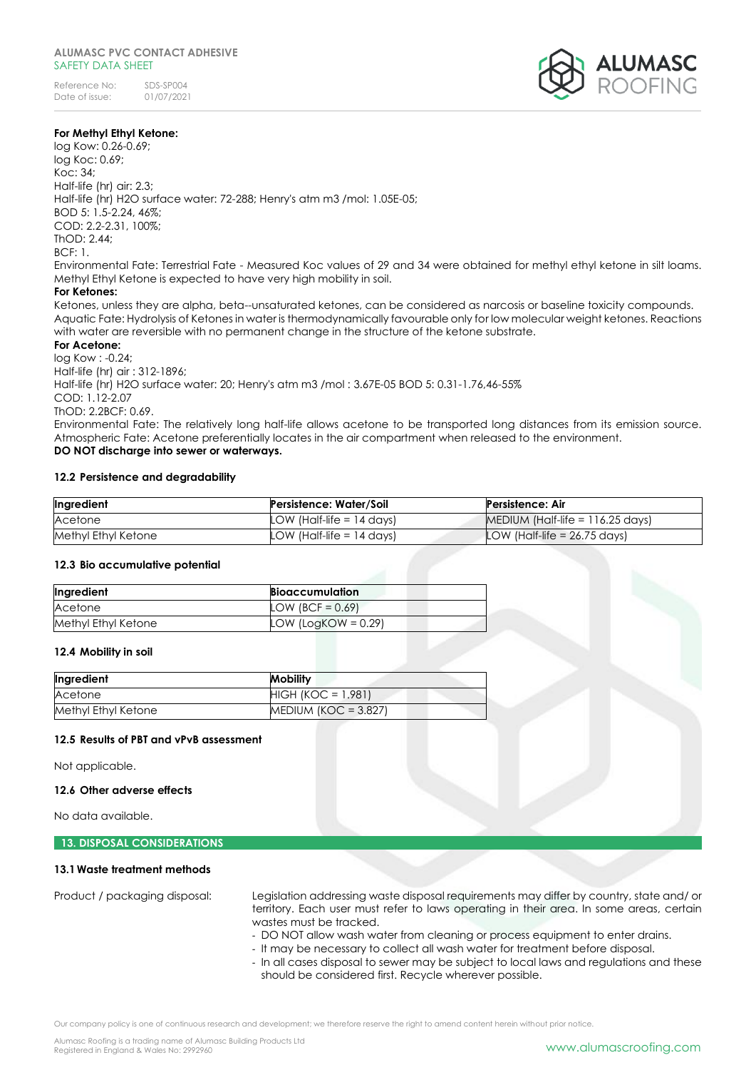**For Methyl Ethyl Ketone:**
log Kow: 0.26-0.69;
log Koc: 0.69;
Koc: 34;
Half-life (hr) air: 2.3;
Half-life (hr) H2O surface water: 72-288; Henry's atm m3 /mol: 1.05E-05;
BOD 5: 1.5-2.24, 46%;
COD: 2.2-2.31, 100%;
ThOD: 2.44;
BCF: 1.
Environmental Fate: Terrestrial Fate - Measured Koc values of 29 and 34 were obtained for methyl ethyl ketone in silt loams. Methyl Ethyl Ketone is expected to have very high mobility in soil.

**For Ketones:**
Ketones, unless they are alpha, beta--unsaturated ketones, can be considered as narcosis or baseline toxicity compounds. Aquatic Fate: Hydrolysis of Ketones in water is thermodynamically favourable only for low molecular weight ketones. Reactions with water are reversible with no permanent change in the structure of the ketone substrate.

**For Acetone:**
log Kow : -0.24;
Half-life (hr) air : 312-1896;
Half-life (hr) H2O surface water: 20; Henry's atm m3 /mol : 3.67E-05 BOD 5: 0.31-1.76,46-55%
COD: 1.12-2.07
ThOD: 2.2BCF: 0.69.
Environmental Fate: The relatively long half-life allows acetone to be transported long distances from its emission source. Atmospheric Fate: Acetone preferentially locates in the air compartment when released to the environment.
**DO NOT discharge into sewer or waterways.**

### 12.2 Persistence and degradability

| Ingredient | Persistence: Water/Soil | Persistence: Air |
|---|---|---|
| Acetone | LOW (Half-life = 14 days) | MEDIUM (Half-life = 116.25 days) |
| Methyl Ethyl Ketone | LOW (Half-life = 14 days) | LOW (Half-life = 26.75 days) |

### 12.3 Bio accumulative potential

| Ingredient | Bioaccumulation |
|---|---|
| Acetone | LOW (BCF = 0.69) |
| Methyl Ethyl Ketone | LOW (LogKOW = 0.29) |

### 12.4 Mobility in soil

| Ingredient | Mobility |
|---|---|
| Acetone | HIGH (KOC = 1.981) |
| Methyl Ethyl Ketone | MEDIUM (KOC = 3.827) |

### 12.5 Results of PBT and vPvB assessment

Not applicable.

### 12.6 Other adverse effects

No data available.

## 13. DISPOSAL CONSIDERATIONS

### 13.1 Waste treatment methods

Product / packaging disposal: Legislation addressing waste disposal requirements may differ by country, state and/ or territory. Each user must refer to laws operating in their area. In some areas, certain wastes must be tracked.

- DO NOT allow wash water from cleaning or process equipment to enter drains.
- It may be necessary to collect all wash water for treatment before disposal.
- In all cases disposal to sewer may be subject to local laws and regulations and these should be considered first. Recycle wherever possible.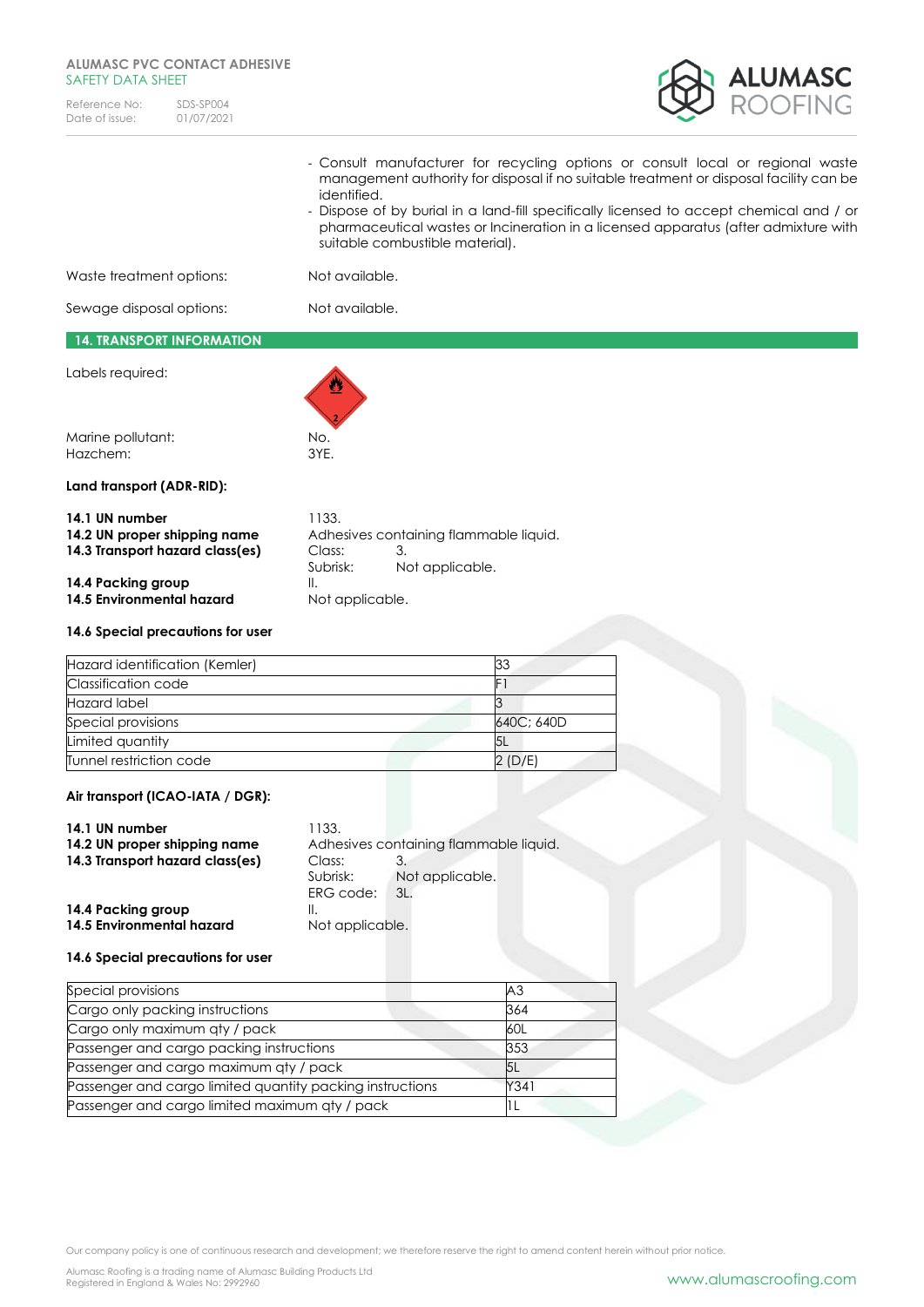- Consult manufacturer for recycling options or consult local or regional waste management authority for disposal if no suitable treatment or disposal facility can be identified.
- Dispose of by burial in a land-fill specifically licensed to accept chemical and / or pharmaceutical wastes or Incineration in a licensed apparatus (after admixture with suitable combustible material).

Waste treatment options: Not available.

Sewage disposal options: Not available.

## 14. TRANSPORT INFORMATION

Labels required:

Marine pollutant: No.
Hazchem: 3YE.

**Land transport (ADR-RID):**

**14.1 UN number** 1133.
**14.2 UN proper shipping name** Adhesives containing flammable liquid.
**14.3 Transport hazard class(es)** Class: 3.
Subrisk: Not applicable.
**14.4 Packing group** II.
**14.5 Environmental hazard** Not applicable.

**14.6 Special precautions for user**

| Hazard identification (Kemler) | 33 |
|---|---|
| Classification code | F1 |
| Hazard label | 3 |
| Special provisions | 640C; 640D |
| Limited quantity | 5L |
| Tunnel restriction code | 2 (D/E) |

**Air transport (ICAO-IATA / DGR):**

**14.1 UN number** 1133.
**14.2 UN proper shipping name** Adhesives containing flammable liquid.
**14.3 Transport hazard class(es)** Class: 3.
Subrisk: Not applicable.
ERG code: 3L.
**14.4 Packing group** II.
**14.5 Environmental hazard** Not applicable.

**14.6 Special precautions for user**

| Special provisions | A3 |
|---|---|
| Cargo only packing instructions | 364 |
| Cargo only maximum qty / pack | 60L |
| Passenger and cargo packing instructions | 353 |
| Passenger and cargo maximum qty / pack | 5L |
| Passenger and cargo limited quantity packing instructions | Y341 |
| Passenger and cargo limited maximum qty / pack | 1L |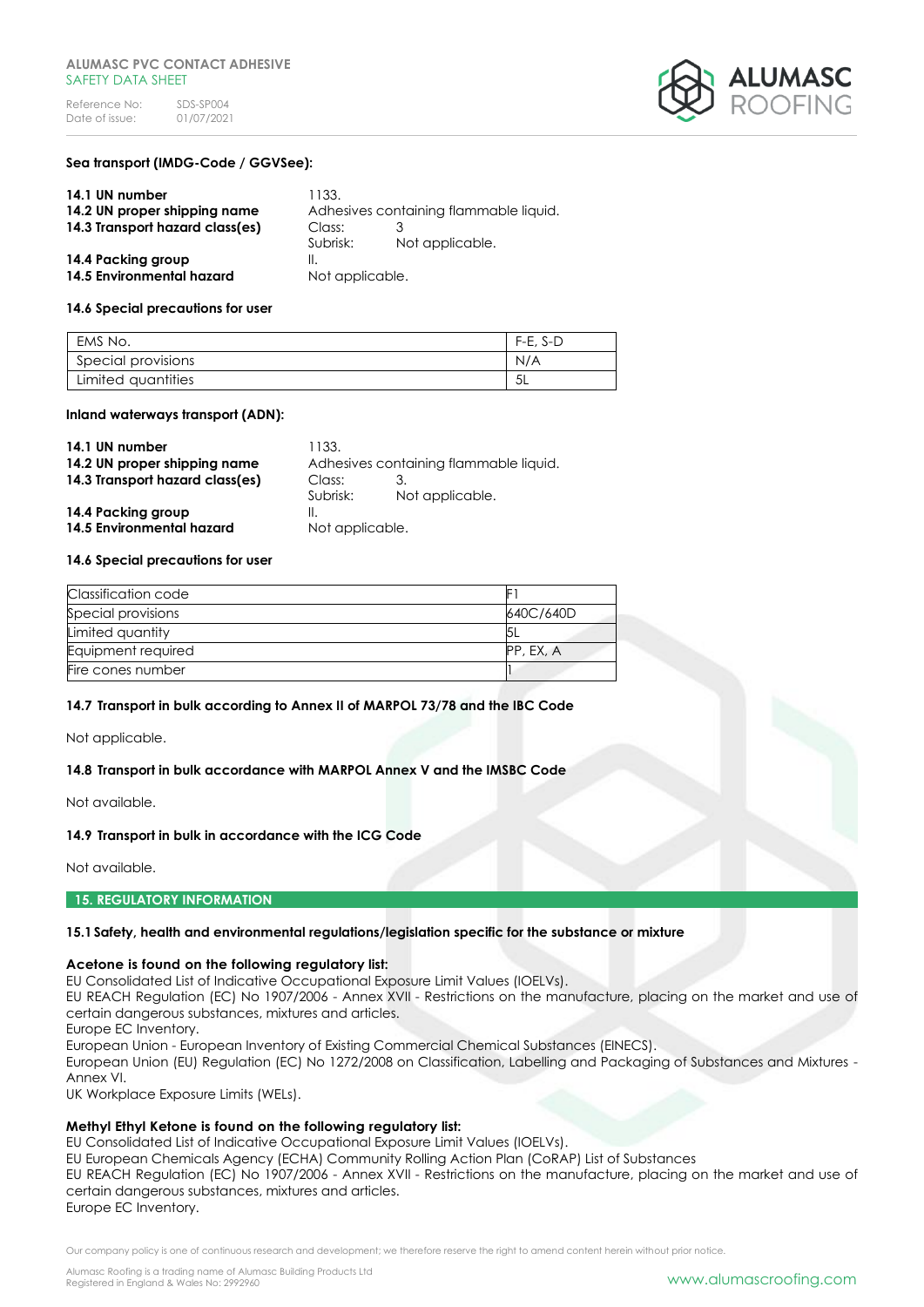**Sea transport (IMDG-Code / GGVSee):**

**14.1 UN number** 1133.
**14.2 UN proper shipping name** Adhesives containing flammable liquid.
**14.3 Transport hazard class(es)** Class: 3
Subrisk: Not applicable.
**14.4 Packing group** II.
**14.5 Environmental hazard** Not applicable.

**14.6 Special precautions for user**

| EMS No. | F-E, S-D |
|---|---|
| Special provisions | N/A |
| Limited quantities | 5L |

**Inland waterways transport (ADN):**

**14.1 UN number** 1133.
**14.2 UN proper shipping name** Adhesives containing flammable liquid.
**14.3 Transport hazard class(es)** Class: 3.
Subrisk: Not applicable.
**14.4 Packing group** II.
**14.5 Environmental hazard** Not applicable.

**14.6 Special precautions for user**

| Classification code | F1 |
|---|---|
| Special provisions | 640C/640D |
| Limited quantity | 5L |
| Equipment required | PP, EX, A |
| Fire cones number | 1 |

**14.7 Transport in bulk according to Annex II of MARPOL 73/78 and the IBC Code**

Not applicable.

**14.8 Transport in bulk accordance with MARPOL Annex V and the IMSBC Code**

Not available.

**14.9 Transport in bulk in accordance with the ICG Code**

Not available.

## 15. REGULATORY INFORMATION

**15.1 Safety, health and environmental regulations/legislation specific for the substance or mixture**

**Acetone is found on the following regulatory list:**
EU Consolidated List of Indicative Occupational Exposure Limit Values (IOELVs).
EU REACH Regulation (EC) No 1907/2006 - Annex XVII - Restrictions on the manufacture, placing on the market and use of certain dangerous substances, mixtures and articles.
Europe EC Inventory.
European Union - European Inventory of Existing Commercial Chemical Substances (EINECS).
European Union (EU) Regulation (EC) No 1272/2008 on Classification, Labelling and Packaging of Substances and Mixtures - Annex VI.
UK Workplace Exposure Limits (WELs).

**Methyl Ethyl Ketone is found on the following regulatory list:**
EU Consolidated List of Indicative Occupational Exposure Limit Values (IOELVs).
EU European Chemicals Agency (ECHA) Community Rolling Action Plan (CoRAP) List of Substances
EU REACH Regulation (EC) No 1907/2006 - Annex XVII - Restrictions on the manufacture, placing on the market and use of certain dangerous substances, mixtures and articles.
Europe EC Inventory.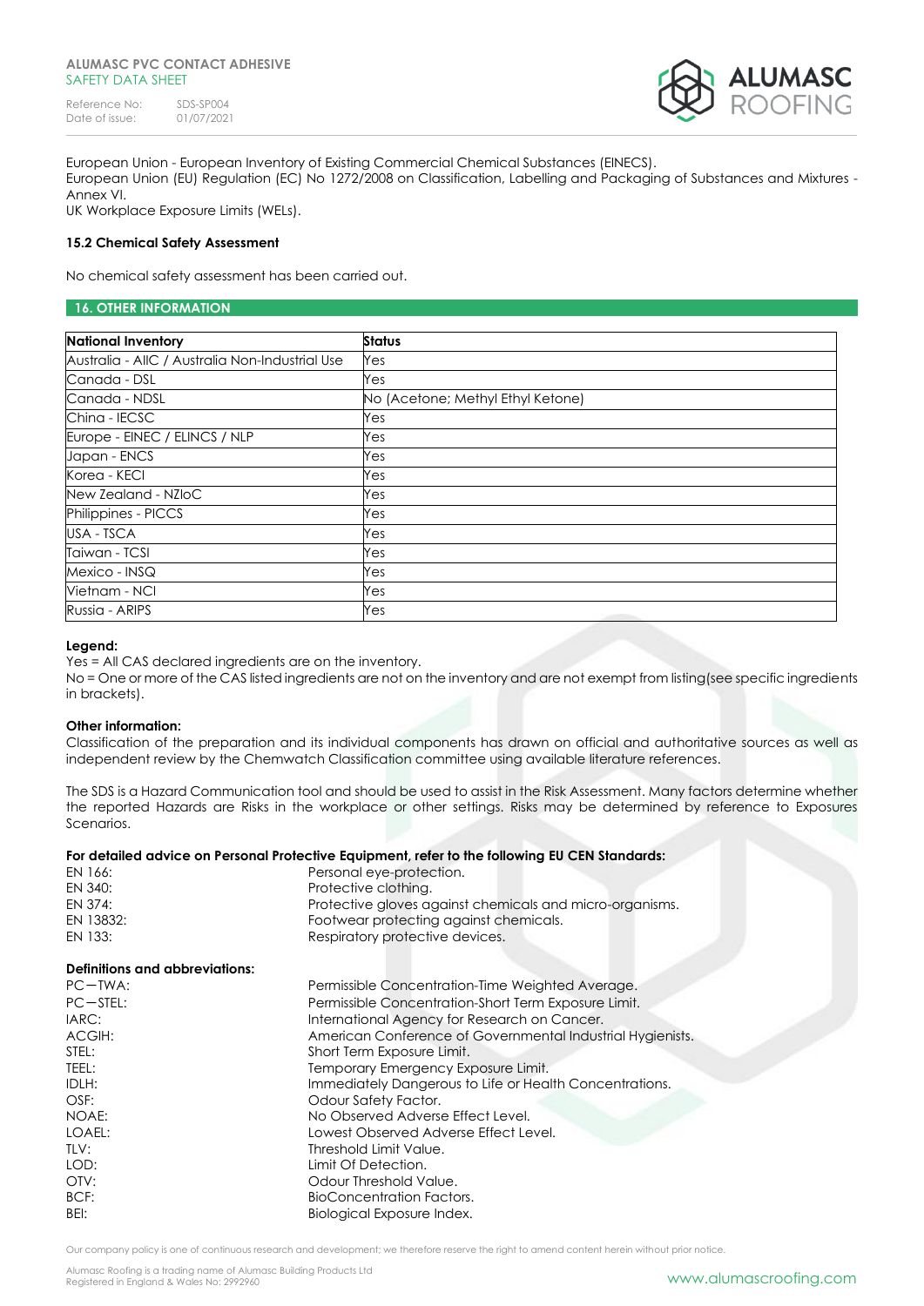European Union - European Inventory of Existing Commercial Chemical Substances (EINECS).
European Union (EU) Regulation (EC) No 1272/2008 on Classification, Labelling and Packaging of Substances and Mixtures - Annex VI.
UK Workplace Exposure Limits (WELs).

### 15.2 Chemical Safety Assessment

No chemical safety assessment has been carried out.

## 16. OTHER INFORMATION

| National Inventory | Status |
|---|---|
| Australia - AIIC / Australia Non-Industrial Use | Yes |
| Canada - DSL | Yes |
| Canada - NDSL | No (Acetone; Methyl Ethyl Ketone) |
| China - IECSC | Yes |
| Europe - EINEC / ELINCS / NLP | Yes |
| Japan - ENCS | Yes |
| Korea - KECI | Yes |
| New Zealand - NZIoC | Yes |
| Philippines - PICCS | Yes |
| USA - TSCA | Yes |
| Taiwan - TCSI | Yes |
| Mexico - INSQ | Yes |
| Vietnam - NCI | Yes |
| Russia - ARIPS | Yes |

**Legend:**
Yes = All CAS declared ingredients are on the inventory.
No = One or more of the CAS listed ingredients are not on the inventory and are not exempt from listing(see specific ingredients in brackets).

**Other information:**
Classification of the preparation and its individual components has drawn on official and authoritative sources as well as independent review by the Chemwatch Classification committee using available literature references.

The SDS is a Hazard Communication tool and should be used to assist in the Risk Assessment. Many factors determine whether the reported Hazards are Risks in the workplace or other settings. Risks may be determined by reference to Exposures Scenarios.

**For detailed advice on Personal Protective Equipment, refer to the following EU CEN Standards:**

| | |
|---|---|
| EN 166: | Personal eye-protection. |
| EN 340: | Protective clothing. |
| EN 374: | Protective gloves against chemicals and micro-organisms. |
| EN 13832: | Footwear protecting against chemicals. |
| EN 133: | Respiratory protective devices. |

**Definitions and abbreviations:**

| | |
|---|---|
| PC—TWA: | Permissible Concentration-Time Weighted Average. |
| PC—STEL: | Permissible Concentration-Short Term Exposure Limit. |
| IARC: | International Agency for Research on Cancer. |
| ACGIH: | American Conference of Governmental Industrial Hygienists. |
| STEL: | Short Term Exposure Limit. |
| TEEL: | Temporary Emergency Exposure Limit. |
| IDLH: | Immediately Dangerous to Life or Health Concentrations. |
| OSF: | Odour Safety Factor. |
| NOAE: | No Observed Adverse Effect Level. |
| LOAEL: | Lowest Observed Adverse Effect Level. |
| TLV: | Threshold Limit Value. |
| LOD: | Limit Of Detection. |
| OTV: | Odour Threshold Value. |
| BCF: | BioConcentration Factors. |
| BEI: | Biological Exposure Index. |

Our company policy is one of continuous research and development; we therefore reserve the right to amend content herein without prior notice.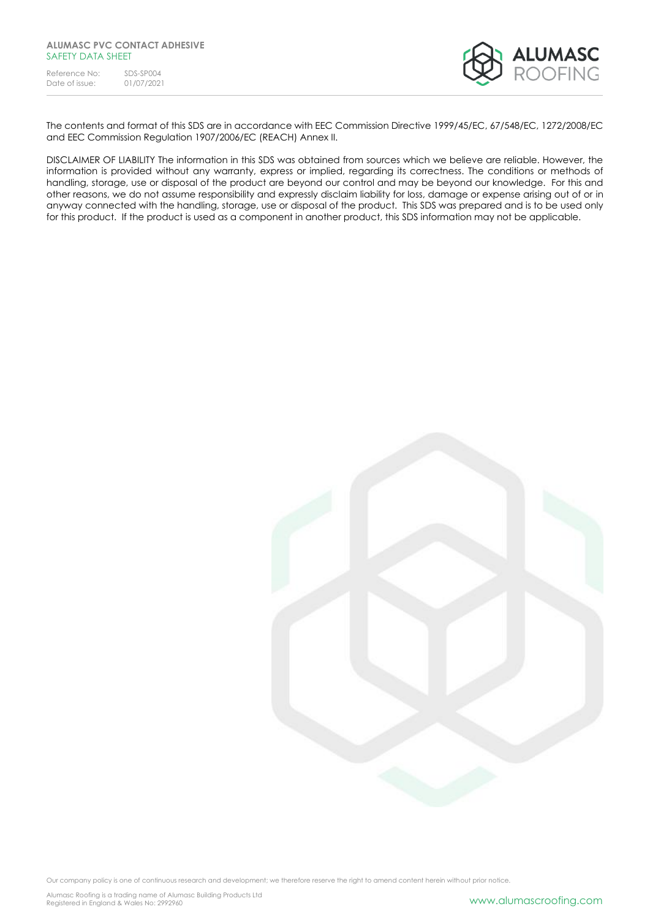The contents and format of this SDS are in accordance with EEC Commission Directive 1999/45/EC, 67/548/EC, 1272/2008/EC and EEC Commission Regulation 1907/2006/EC (REACH) Annex II.

DISCLAIMER OF LIABILITY The information in this SDS was obtained from sources which we believe are reliable. However, the information is provided without any warranty, express or implied, regarding its correctness. The conditions or methods of handling, storage, use or disposal of the product are beyond our control and may be beyond our knowledge. For this and other reasons, we do not assume responsibility and expressly disclaim liability for loss, damage or expense arising out of or in anyway connected with the handling, storage, use or disposal of the product. This SDS was prepared and is to be used only for this product. If the product is used as a component in another product, this SDS information may not be applicable.